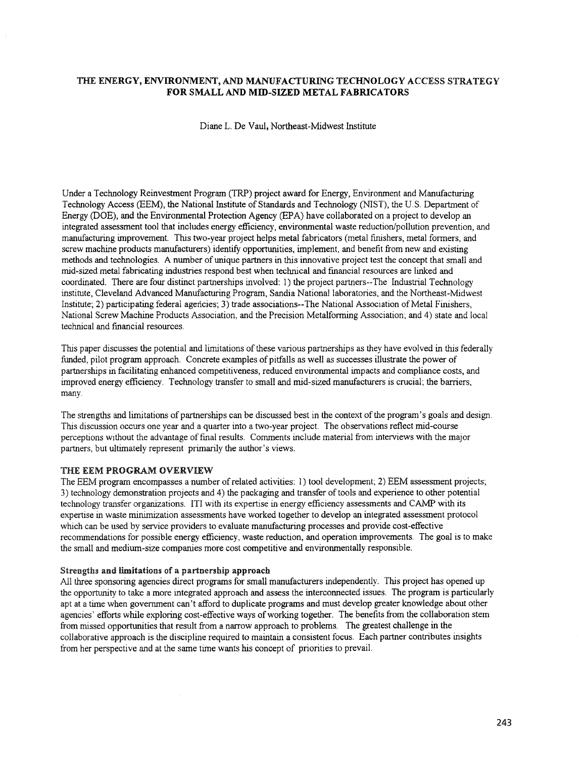# THE ENERGY, ENVIRONMENT, AND MANUFACTURING TECHNOLOGY ACCESS STRATEGY FOR SMALL AND MID-SIZED METAL FABRICATORS

Diane L. De Vaul, Northeast-Midwest Institute

Under a Technology Reinvestment Program (TRP) project award for Energy, Environment and Manufacturing Technology Access (EEM), the National Institute of Standards and Technology (NIST), the U.S. Department of Energy (DOE), and the Environmental Protection Agency (EPA) have collaborated on a project to develop an integrated assessment tool that includes energy efficiency, environmental waste reduction/pollution prevention, and manufacturing improvement. This two-year project helps metal fabricators (metal finishers, metal formers, and screw machine products manufacturers) identify opportunities, implement, and benefit from new and existing methods and technologies. A number of unique partners in this innovative project test the concept that small and mid-sized metal fabricating industries respond best when technical and financial resources are linked and coordinated. There are four distinct partnerships involved: 1) the project partners--The Industrial Technology institute, Cleveland Advanced Manufacturing Program, Sandia National laboratories, and the Northeast-Midwest Institute; 2) participating federal agencies; 3) trade associations--The National Association of Metal Finishers, National Screw Machine Products Association, and the Precision Metalforming Association; and 4) state and local technical and financial resources.

This paper discusses the potential and limitations of these various partnerships as they have evolved in this federally funded, pilot program approach. Concrete examples of pitfalls as well as successes illustrate the power of partnerships in facilitating enhanced competitiveness, reduced environmental impacts and compliance costs, and improved energy efficiency. Technology transfer to small and mid-sized manufacturers is crucial; the barriers, many.

The strengths and limitations of partnerships can be discussed best in the context of the program's goals and design. This discussion occurs one year and a quarter into a two-year project. The observations reflect mid-course perceptions without the advantage of final results. Comments include material from interviews with the major partners, but ultimately represent primarily the author's views.

## THE EEM PROGRAM OVERVIEW

The EEM program encompasses a number of related activities: 1) tool development; 2) EEM assessment projects; 3) technology demonstration projects and 4) the packaging and transfer of tools and experience to other potential technology transfer organizations. ITI with its expertise in energy efficiency assessments and CAMP with its expertise in waste minimization assessments have worked together to develop an integrated assessment protocol which can be used by service providers to evaluate manufacturing processes and provide cost-effective recommendations for possible energy efficiency, waste reduction, and operation improvements. The goal is to make the small and medium-size companies more cost competitive and environmentally responsible.

### Strengths and limitations of a partnership approach

All three sponsoring agencies direct programs for small manufacturers independently. This project has opened up the opportunity to take a more integrated approach and assess the interconnected issues. The program is particularly apt at a time when government can't afford to duplicate programs and must develop greater knowledge about other agencies' efforts while exploring cost-effective ways of working together. The benefits from the collaboration stem from missed opportunities that result from a narrow approach to problems. The greatest challenge in the collaborative approach is the discipline required to maintain a consistent focus. Each partner contributes insights from her perspective and at the same time wants his concept of priorities to prevail.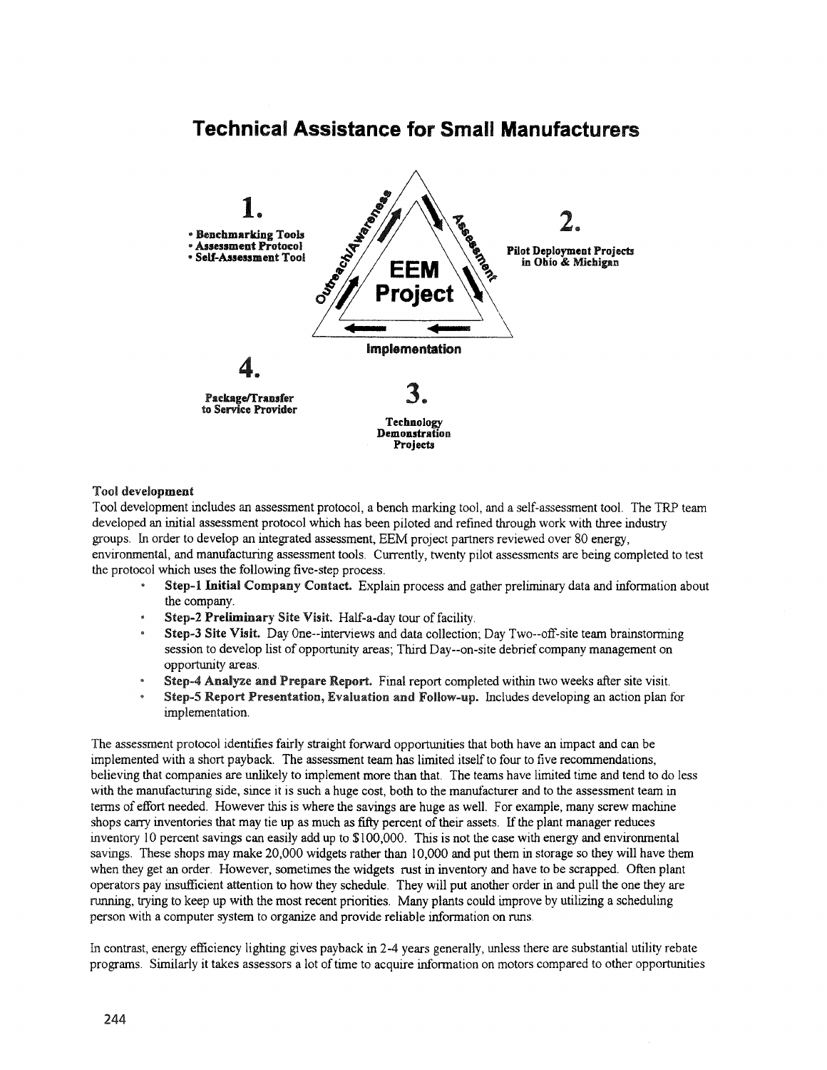# Technical Assistance for Small Manufacturers

1.
- Benchmarking Tools
- Assessment Protocol
- Self-Assessment Tool

2.
Pilot Deployment Projects in Ohio & Michigan

3.
Technology Demonstration Projects

4.
Package/Transfer to Service Provider

EEM Project

Outreach/Awareness — Assessment — Implementation

### Tool development

Tool development includes an assessment protocol, a bench marking tool, and a self-assessment tool. The TRP team developed an initial assessment protocol which has been piloted and refined through work with three industry groups. In order to develop an integrated assessment, EEM project partners reviewed over 80 energy, environmental, and manufacturing assessment tools. Currently, twenty pilot assessments are being completed to test the protocol which uses the following five-step process.

- **Step-1 Initial Company Contact.** Explain process and gather preliminary data and information about the company.
- **Step-2 Preliminary Site Visit.** Half-a-day tour of facility.
- **Step-3 Site Visit.** Day One--interviews and data collection; Day Two--off-site team brainstorming session to develop list of opportunity areas; Third Day--on-site debrief company management on opportunity areas.
- **Step-4 Analyze and Prepare Report.** Final report completed within two weeks after site visit.
- **Step-5 Report Presentation, Evaluation and Follow-up.** Includes developing an action plan for implementation.

The assessment protocol identifies fairly straight forward opportunities that both have an impact and can be implemented with a short payback. The assessment team has limited itself to four to five recommendations, believing that companies are unlikely to implement more than that. The teams have limited time and tend to do less with the manufacturing side, since it is such a huge cost, both to the manufacturer and to the assessment team in terms of effort needed. However this is where the savings are huge as well. For example, many screw machine shops carry inventories that may tie up as much as fifty percent of their assets. If the plant manager reduces inventory 10 percent savings can easily add up to $100,000. This is not the case with energy and environmental savings. These shops may make 20,000 widgets rather than 10,000 and put them in storage so they will have them when they get an order. However, sometimes the widgets rust in inventory and have to be scrapped. Often plant operators pay insufficient attention to how they schedule. They will put another order in and pull the one they are running, trying to keep up with the most recent priorities. Many plants could improve by utilizing a scheduling person with a computer system to organize and provide reliable information on runs.

In contrast, energy efficiency lighting gives payback in 2-4 years generally, unless there are substantial utility rebate programs. Similarly it takes assessors a lot of time to acquire information on motors compared to other opportunities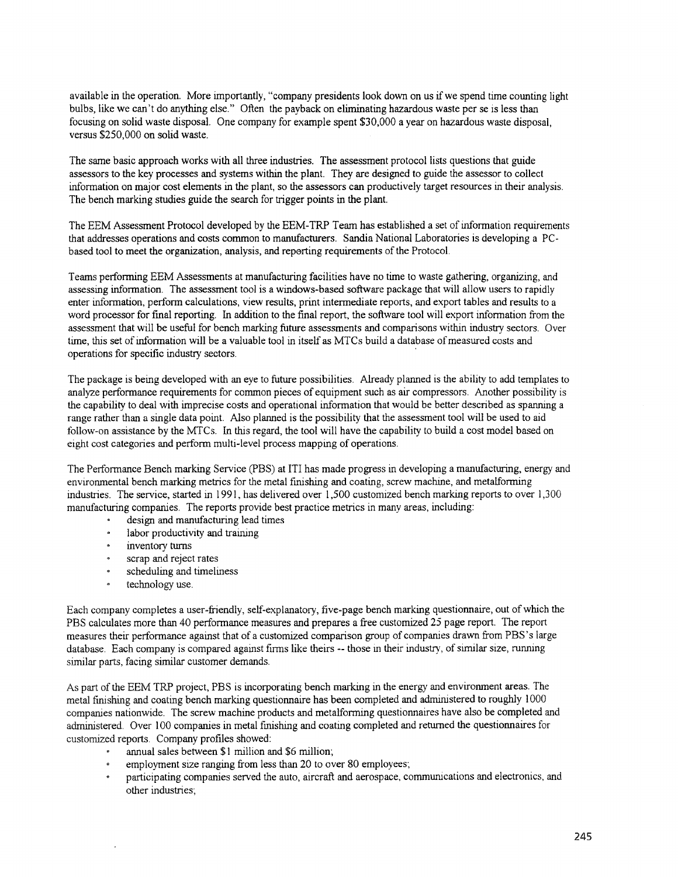available in the operation. More importantly, "company presidents look down on us if we spend time counting light bulbs, like we can't do anything else." Often the payback on eliminating hazardous waste per se is less than focusing on solid waste disposal. One company for example spent $30,000 a year on hazardous waste disposal, versus $250,000 on solid waste.

The same basic approach works with all three industries. The assessment protocol lists questions that guide assessors to the key processes and systems within the plant. They are designed to guide the assessor to collect information on major cost elements in the plant, so the assessors can productively target resources in their analysis. The bench marking studies guide the search for trigger points in the plant.

The EEM Assessment Protocol developed by the EEM-TRP Team has established a set of information requirements that addresses operations and costs common to manufacturers. Sandia National Laboratories is developing a PC-based tool to meet the organization, analysis, and reporting requirements of the Protocol.

Teams performing EEM Assessments at manufacturing facilities have no time to waste gathering, organizing, and assessing information. The assessment tool is a windows-based software package that will allow users to rapidly enter information, perform calculations, view results, print intermediate reports, and export tables and results to a word processor for final reporting. In addition to the final report, the software tool will export information from the assessment that will be useful for bench marking future assessments and comparisons within industry sectors. Over time, this set of information will be a valuable tool in itself as MTCs build a database of measured costs and operations for specific industry sectors.

The package is being developed with an eye to future possibilities. Already planned is the ability to add templates to analyze performance requirements for common pieces of equipment such as air compressors. Another possibility is the capability to deal with imprecise costs and operational information that would be better described as spanning a range rather than a single data point. Also planned is the possibility that the assessment tool will be used to aid follow-on assistance by the MTCs. In this regard, the tool will have the capability to build a cost model based on eight cost categories and perform multi-level process mapping of operations.

The Performance Bench marking Service (PBS) at ITI has made progress in developing a manufacturing, energy and environmental bench marking metrics for the metal finishing and coating, screw machine, and metalforming industries. The service, started in 1991, has delivered over 1,500 customized bench marking reports to over 1,300 manufacturing companies. The reports provide best practice metrics in many areas, including:

- design and manufacturing lead times
- labor productivity and training
- inventory turns
- scrap and reject rates
- scheduling and timeliness
- technology use.

Each company completes a user-friendly, self-explanatory, five-page bench marking questionnaire, out of which the PBS calculates more than 40 performance measures and prepares a free customized 25 page report. The report measures their performance against that of a customized comparison group of companies drawn from PBS's large database. Each company is compared against firms like theirs -- those in their industry, of similar size, running similar parts, facing similar customer demands.

As part of the EEM TRP project, PBS is incorporating bench marking in the energy and environment areas. The metal finishing and coating bench marking questionnaire has been completed and administered to roughly 1000 companies nationwide. The screw machine products and metalforming questionnaires have also be completed and administered. Over 100 companies in metal finishing and coating completed and returned the questionnaires for customized reports. Company profiles showed:

- annual sales between $1 million and $6 million;
- employment size ranging from less than 20 to over 80 employees;
- participating companies served the auto, aircraft and aerospace, communications and electronics, and other industries;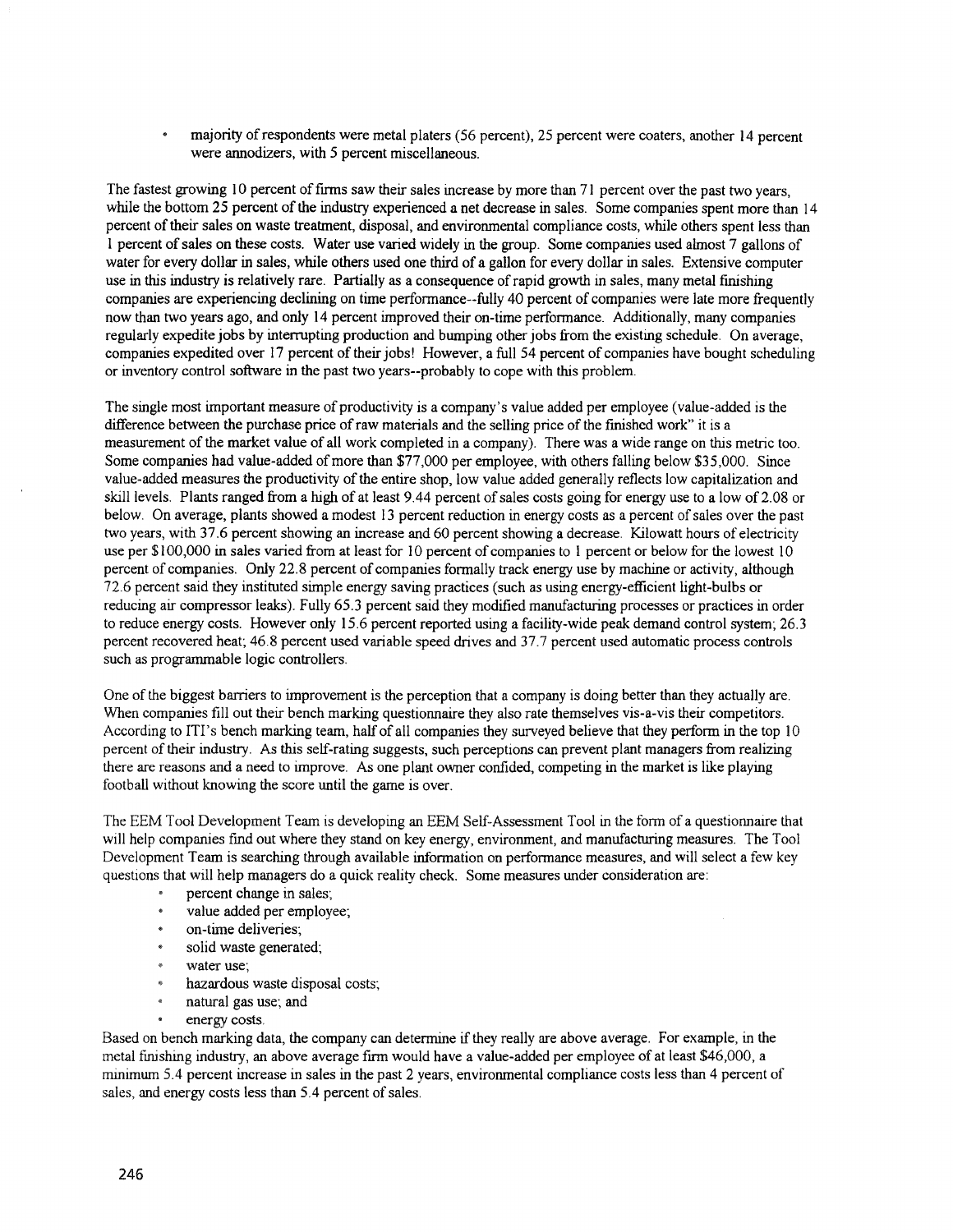- majority of respondents were metal platers (56 percent), 25 percent were coaters, another 14 percent were annodizers, with 5 percent miscellaneous.

The fastest growing 10 percent of firms saw their sales increase by more than 71 percent over the past two years, while the bottom 25 percent of the industry experienced a net decrease in sales. Some companies spent more than 14 percent of their sales on waste treatment, disposal, and environmental compliance costs, while others spent less than 1 percent of sales on these costs. Water use varied widely in the group. Some companies used almost 7 gallons of water for every dollar in sales, while others used one third of a gallon for every dollar in sales. Extensive computer use in this industry is relatively rare. Partially as a consequence of rapid growth in sales, many metal finishing companies are experiencing declining on time performance--fully 40 percent of companies were late more frequently now than two years ago, and only 14 percent improved their on-time performance. Additionally, many companies regularly expedite jobs by interrupting production and bumping other jobs from the existing schedule. On average, companies expedited over 17 percent of their jobs! However, a full 54 percent of companies have bought scheduling or inventory control software in the past two years--probably to cope with this problem.

The single most important measure of productivity is a company's value added per employee (value-added is the difference between the purchase price of raw materials and the selling price of the finished work" it is a measurement of the market value of all work completed in a company). There was a wide range on this metric too. Some companies had value-added of more than $77,000 per employee, with others falling below $35,000. Since value-added measures the productivity of the entire shop, low value added generally reflects low capitalization and skill levels. Plants ranged from a high of at least 9.44 percent of sales costs going for energy use to a low of 2.08 or below. On average, plants showed a modest 13 percent reduction in energy costs as a percent of sales over the past two years, with 37.6 percent showing an increase and 60 percent showing a decrease. Kilowatt hours of electricity use per $100,000 in sales varied from at least for 10 percent of companies to 1 percent or below for the lowest 10 percent of companies. Only 22.8 percent of companies formally track energy use by machine or activity, although 72.6 percent said they instituted simple energy saving practices (such as using energy-efficient light-bulbs or reducing air compressor leaks). Fully 65.3 percent said they modified manufacturing processes or practices in order to reduce energy costs. However only 15.6 percent reported using a facility-wide peak demand control system; 26.3 percent recovered heat; 46.8 percent used variable speed drives and 37.7 percent used automatic process controls such as programmable logic controllers.

One of the biggest barriers to improvement is the perception that a company is doing better than they actually are. When companies fill out their bench marking questionnaire they also rate themselves vis-a-vis their competitors. According to ITI's bench marking team, half of all companies they surveyed believe that they perform in the top 10 percent of their industry. As this self-rating suggests, such perceptions can prevent plant managers from realizing there are reasons and a need to improve. As one plant owner confided, competing in the market is like playing football without knowing the score until the game is over.

The EEM Tool Development Team is developing an EEM Self-Assessment Tool in the form of a questionnaire that will help companies find out where they stand on key energy, environment, and manufacturing measures. The Tool Development Team is searching through available information on performance measures, and will select a few key questions that will help managers do a quick reality check. Some measures under consideration are:

- percent change in sales;
- value added per employee;
- on-time deliveries;
- solid waste generated;
- water use;
- hazardous waste disposal costs;
- natural gas use; and
- energy costs.

Based on bench marking data, the company can determine if they really are above average. For example, in the metal finishing industry, an above average firm would have a value-added per employee of at least $46,000, a minimum 5.4 percent increase in sales in the past 2 years, environmental compliance costs less than 4 percent of sales, and energy costs less than 5.4 percent of sales.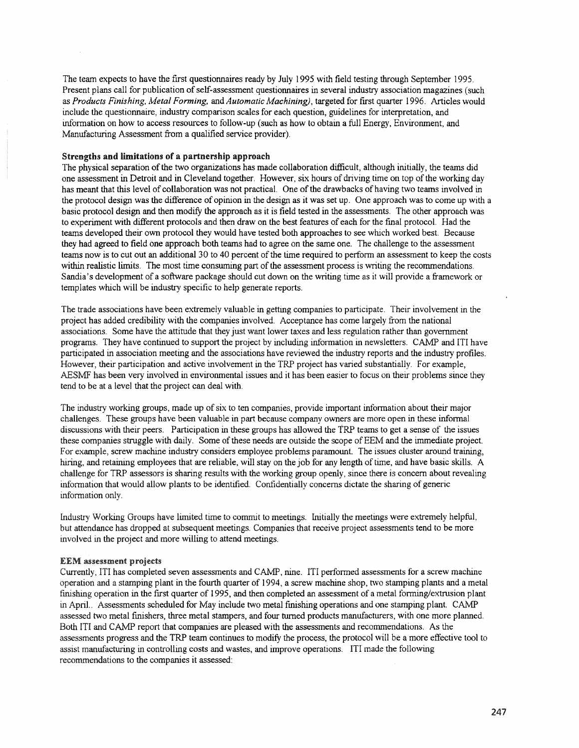The team expects to have the first questionnaires ready by July 1995 with field testing through September 1995. Present plans call for publication of self-assessment questionnaires in several industry association magazines (such as *Products Finishing, Metal Forming,* and *Automatic Machining),* targeted for first quarter 1996. Articles would include the questionnaire, industry comparison scales for each question, guidelines for interpretation, and information on how to access resources to follow-up (such as how to obtain a full Energy, Environment, and Manufacturing Assessment from a qualified service provider).

**Strengths and limitations of a partnership approach**

The physical separation of the two organizations has made collaboration difficult, although initially, the teams did one assessment in Detroit and in Cleveland together. However, six hours of driving time on top of the working day has meant that this level of collaboration was not practical. One of the drawbacks of having two teams involved in the protocol design was the difference of opinion in the design as it was set up. One approach was to come up with a basic protocol design and then modify the approach as it is field tested in the assessments. The other approach was to experiment with different protocols and then draw on the best features of each for the final protocol. Had the teams developed their own protocol they would have tested both approaches to see which worked best. Because they had agreed to field one approach both teams had to agree on the same one. The challenge to the assessment teams now is to cut out an additional 30 to 40 percent of the time required to perform an assessment to keep the costs within realistic limits. The most time consuming part of the assessment process is writing the recommendations. Sandia's development of a software package should cut down on the writing time as it will provide a framework or templates which will be industry specific to help generate reports.

The trade associations have been extremely valuable in getting companies to participate. Their involvement in the project has added credibility with the companies involved. Acceptance has come largely from the national associations. Some have the attitude that they just want lower taxes and less regulation rather than government programs. They have continued to support the project by including information in newsletters. CAMP and ITI have participated in association meeting and the associations have reviewed the industry reports and the industry profiles. However, their participation and active involvement in the TRP project has varied substantially. For example, AESMF has been very involved in environmental issues and it has been easier to focus on their problems since they tend to be at a level that the project can deal with.

The industry working groups, made up of six to ten companies, provide important information about their major challenges. These groups have been valuable in part because company owners are more open in these informal discussions with their peers. Participation in these groups has allowed the TRP teams to get a sense of the issues these companies struggle with daily. Some of these needs are outside the scope of EEM and the immediate project. For example, screw machine industry considers employee problems paramount. The issues cluster around training, hiring, and retaining employees that are reliable, will stay on the job for any length of time, and have basic skills. A challenge for TRP assessors is sharing results with the working group openly, since there is concern about revealing information that would allow plants to be identified. Confidentially concerns dictate the sharing of generic information only.

Industry Working Groups have limited time to commit to meetings. Initially the meetings were extremely helpful, but attendance has dropped at subsequent meetings. Companies that receive project assessments tend to be more involved in the project and more willing to attend meetings.

**EEM assessment projects**

Currently, ITI has completed seven assessments and CAMP, nine. ITI performed assessments for a screw machine operation and a stamping plant in the fourth quarter of 1994, a screw machine shop, two stamping plants and a metal finishing operation in the first quarter of 1995, and then completed an assessment of a metal forming/extrusion plant in April.. Assessments scheduled for May include two metal finishing operations and one stamping plant. CAMP assessed two metal finishers, three metal stampers, and four turned products manufacturers, with one more planned. Both ITI and CAMP report that companies are pleased with the assessments and recommendations. As the assessments progress and the TRP team continues to modify the process, the protocol will be a more effective tool to assist manufacturing in controlling costs and wastes, and improve operations. ITI made the following recommendations to the companies it assessed: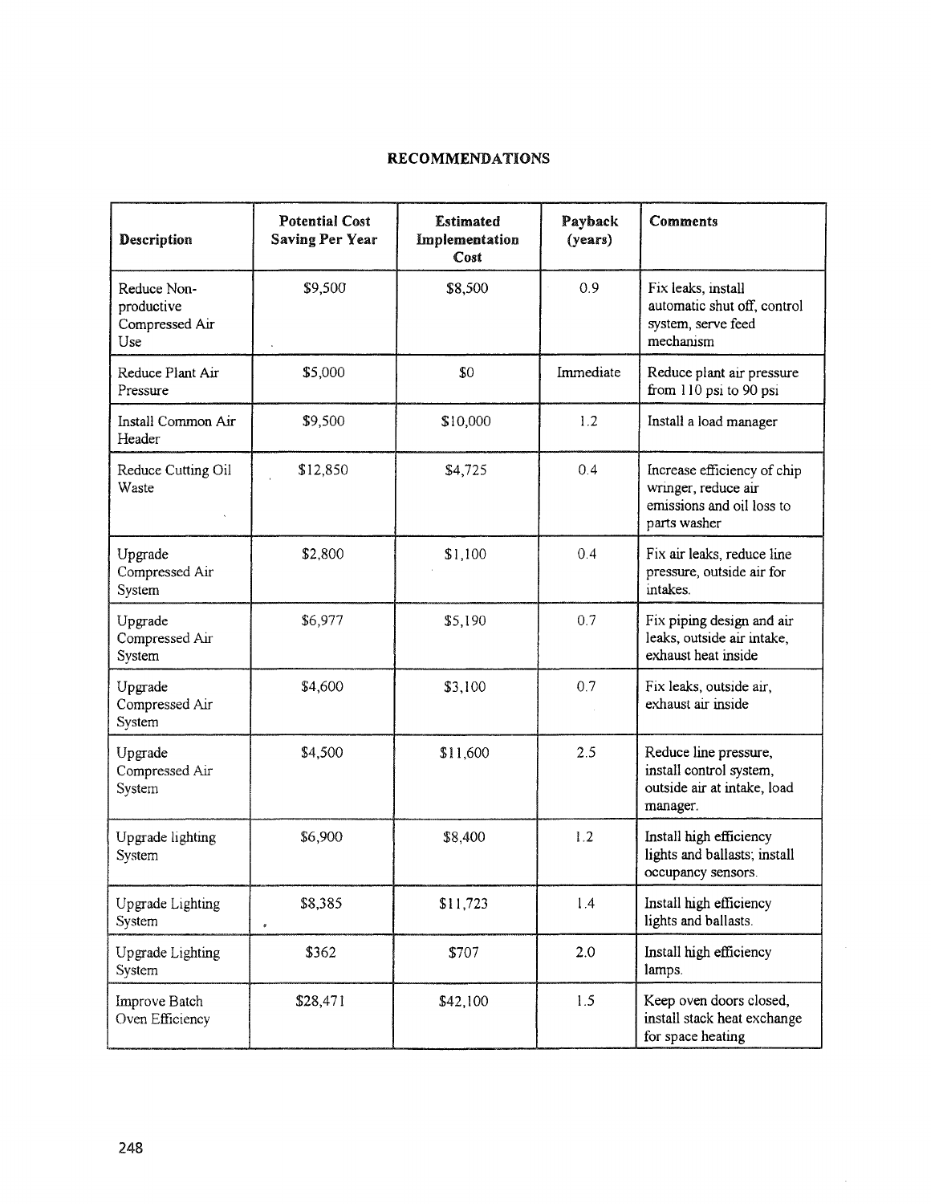## RECOMMENDATIONS

| Description | Potential Cost Saving Per Year | Estimated Implementation Cost | Payback (years) | Comments |
|---|---|---|---|---|
| Reduce Non-productive Compressed Air Use | $9,500 | $8,500 | 0.9 | Fix leaks, install automatic shut off, control system, serve feed mechanism |
| Reduce Plant Air Pressure | $5,000 | $0 | Immediate | Reduce plant air pressure from 110 psi to 90 psi |
| Install Common Air Header | $9,500 | $10,000 | 1.2 | Install a load manager |
| Reduce Cutting Oil Waste | $12,850 | $4,725 | 0.4 | Increase efficiency of chip wringer, reduce air emissions and oil loss to parts washer |
| Upgrade Compressed Air System | $2,800 | $1,100 | 0.4 | Fix air leaks, reduce line pressure, outside air for intakes. |
| Upgrade Compressed Air System | $6,977 | $5,190 | 0.7 | Fix piping design and air leaks, outside air intake, exhaust heat inside |
| Upgrade Compressed Air System | $4,600 | $3,100 | 0.7 | Fix leaks, outside air, exhaust air inside |
| Upgrade Compressed Air System | $4,500 | $11,600 | 2.5 | Reduce line pressure, install control system, outside air at intake, load manager. |
| Upgrade lighting System | $6,900 | $8,400 | 1.2 | Install high efficiency lights and ballasts; install occupancy sensors. |
| Upgrade Lighting System | $8,385 | $11,723 | 1.4 | Install high efficiency lights and ballasts. |
| Upgrade Lighting System | $362 | $707 | 2.0 | Install high efficiency lamps. |
| Improve Batch Oven Efficiency | $28,471 | $42,100 | 1.5 | Keep oven doors closed, install stack heat exchange for space heating |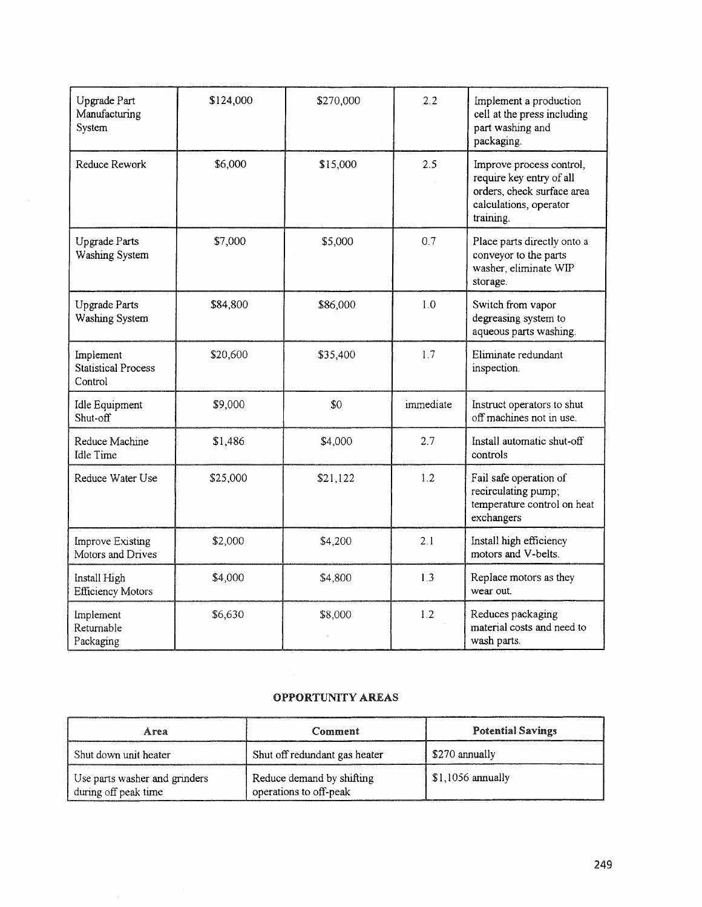| | | | | |
|---|---|---|---|---|
| Upgrade Part Manufacturing System | $124,000 | $270,000 | 2.2 | Implement a production cell at the press including part washing and packaging. |
| Reduce Rework | $6,000 | $15,000 | 2.5 | Improve process control, require key entry of all orders, check surface area calculations, operator training. |
| Upgrade Parts Washing System | $7,000 | $5,000 | 0.7 | Place parts directly onto a conveyor to the parts washer, eliminate WIP storage. |
| Upgrade Parts Washing System | $84,800 | $86,000 | 1.0 | Switch from vapor degreasing system to aqueous parts washing. |
| Implement Statistical Process Control | $20,600 | $35,400 | 1.7 | Eliminate redundant inspection. |
| Idle Equipment Shut-off | $9,000 | $0 | immediate | Instruct operators to shut off machines not in use. |
| Reduce Machine Idle Time | $1,486 | $4,000 | 2.7 | Install automatic shut-off controls |
| Reduce Water Use | $25,000 | $21,122 | 1.2 | Fail safe operation of recirculating pump; temperature control on heat exchangers |
| Improve Existing Motors and Drives | $2,000 | $4,200 | 2.1 | Install high efficiency motors and V-belts. |
| Install High Efficiency Motors | $4,000 | $4,800 | 1.3 | Replace motors as they wear out. |
| Implement Returnable Packaging | $6,630 | $8,000 | 1.2 | Reduces packaging material costs and need to wash parts. |

## OPPORTUNITY AREAS

| Area | Comment | Potential Savings |
|---|---|---|
| Shut down unit heater | Shut off redundant gas heater | $270 annually |
| Use parts washer and grinders during off peak time | Reduce demand by shifting operations to off-peak | $1,1056 annually |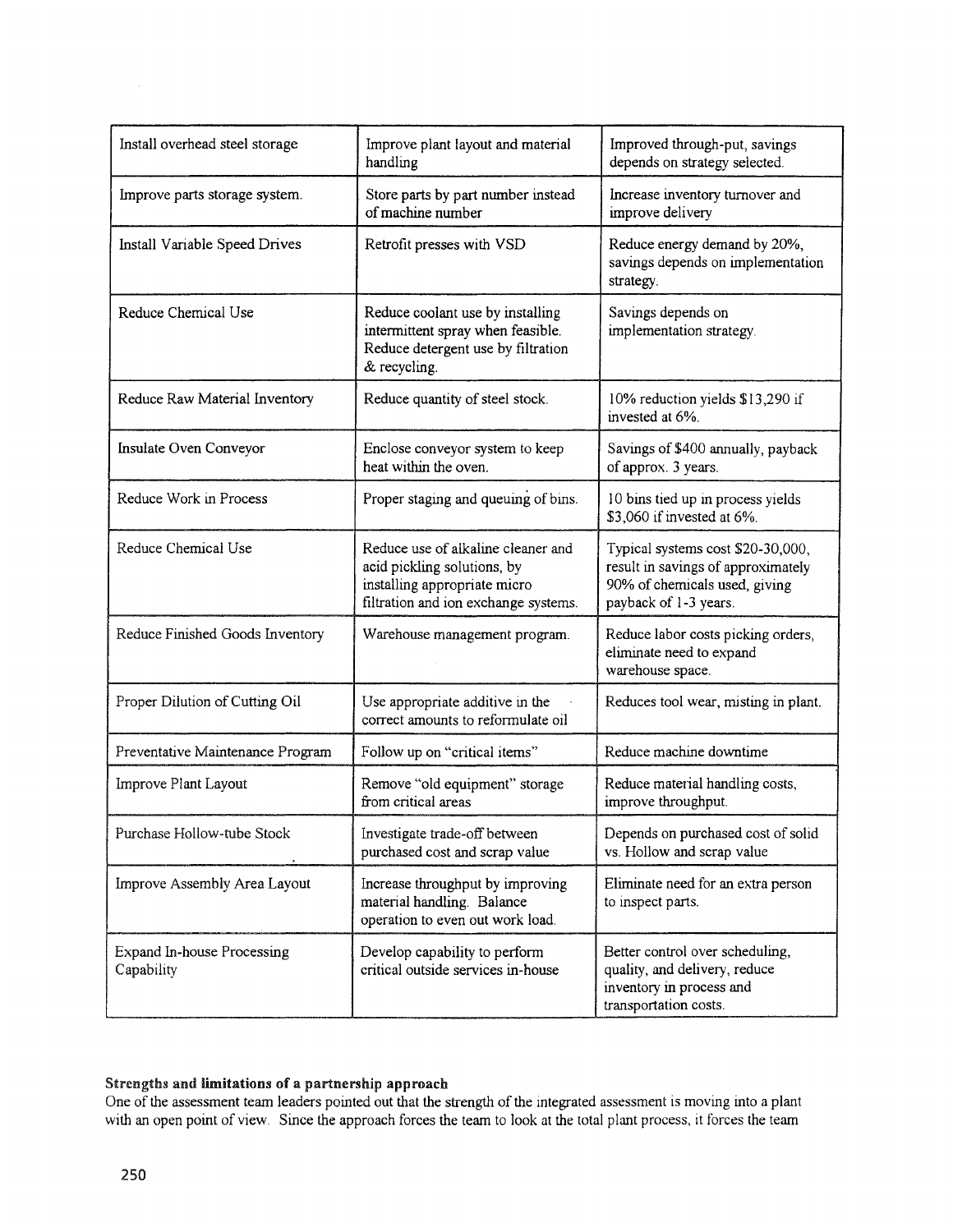| Install overhead steel storage | Improve plant layout and material handling | Improved through-put, savings depends on strategy selected. |
|---|---|---|
| Improve parts storage system. | Store parts by part number instead of machine number | Increase inventory turnover and improve delivery |
| Install Variable Speed Drives | Retrofit presses with VSD | Reduce energy demand by 20%, savings depends on implementation strategy. |
| Reduce Chemical Use | Reduce coolant use by installing intermittent spray when feasible. Reduce detergent use by filtration & recycling. | Savings depends on implementation strategy. |
| Reduce Raw Material Inventory | Reduce quantity of steel stock. | 10% reduction yields $13,290 if invested at 6%. |
| Insulate Oven Conveyor | Enclose conveyor system to keep heat within the oven. | Savings of $400 annually, payback of approx. 3 years. |
| Reduce Work in Process | Proper staging and queuing of bins. | 10 bins tied up in process yields $3,060 if invested at 6%. |
| Reduce Chemical Use | Reduce use of alkaline cleaner and acid pickling solutions, by installing appropriate micro filtration and ion exchange systems. | Typical systems cost $20-30,000, result in savings of approximately 90% of chemicals used, giving payback of 1-3 years. |
| Reduce Finished Goods Inventory | Warehouse management program. | Reduce labor costs picking orders, eliminate need to expand warehouse space. |
| Proper Dilution of Cutting Oil | Use appropriate additive in the correct amounts to reformulate oil | Reduces tool wear, misting in plant. |
| Preventative Maintenance Program | Follow up on "critical items" | Reduce machine downtime |
| Improve Plant Layout | Remove "old equipment" storage from critical areas | Reduce material handling costs, improve throughput. |
| Purchase Hollow-tube Stock | Investigate trade-off between purchased cost and scrap value | Depends on purchased cost of solid vs. Hollow and scrap value |
| Improve Assembly Area Layout | Increase throughput by improving material handling. Balance operation to even out work load. | Eliminate need for an extra person to inspect parts. |
| Expand In-house Processing Capability | Develop capability to perform critical outside services in-house | Better control over scheduling, quality, and delivery, reduce inventory in process and transportation costs. |

**Strengths and limitations of a partnership approach**

One of the assessment team leaders pointed out that the strength of the integrated assessment is moving into a plant with an open point of view. Since the approach forces the team to look at the total plant process, it forces the team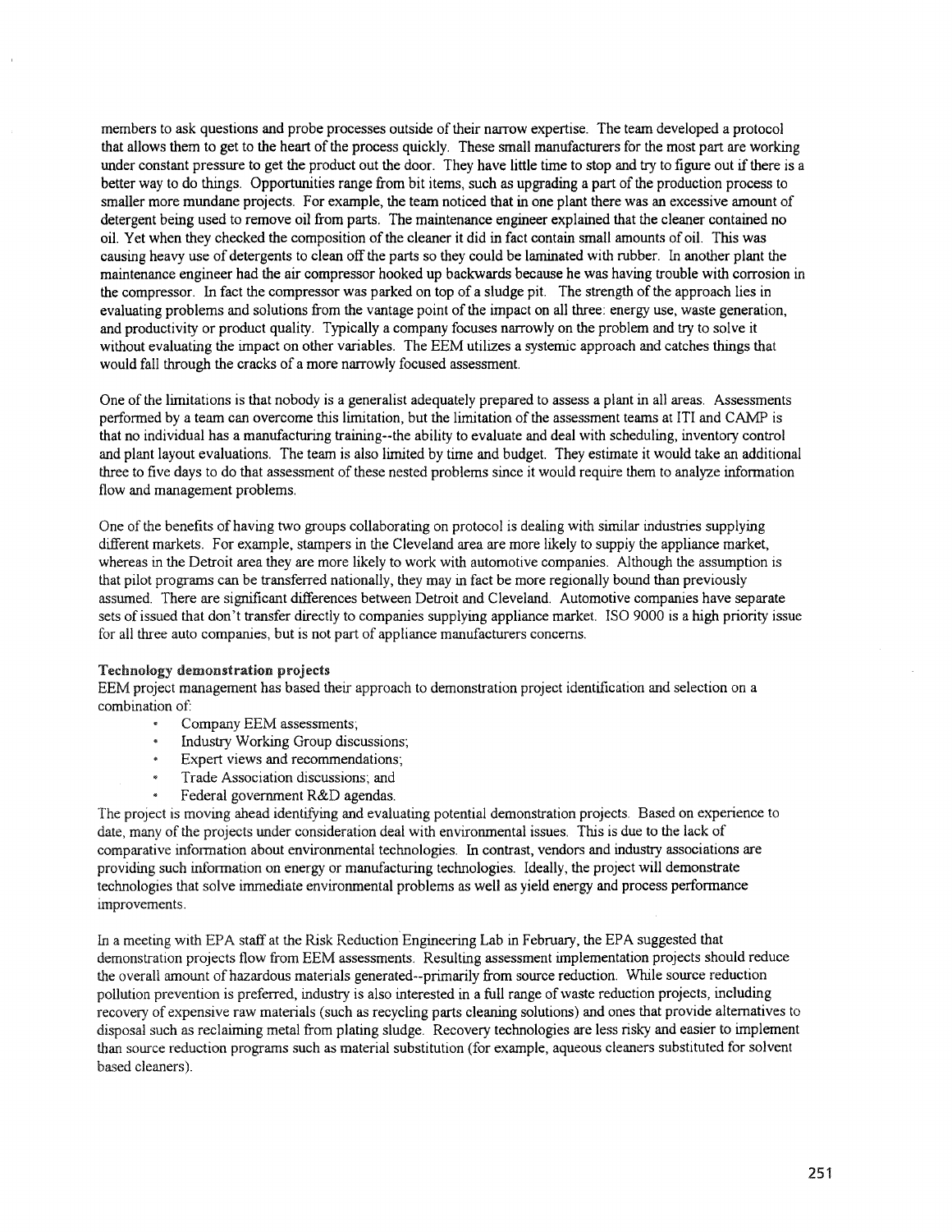members to ask questions and probe processes outside of their narrow expertise. The team developed a protocol that allows them to get to the heart of the process quickly. These small manufacturers for the most part are working under constant pressure to get the product out the door. They have little time to stop and try to figure out if there is a better way to do things. Opportunities range from bit items, such as upgrading a part of the production process to smaller more mundane projects. For example, the team noticed that in one plant there was an excessive amount of detergent being used to remove oil from parts. The maintenance engineer explained that the cleaner contained no oil. Yet when they checked the composition of the cleaner it did in fact contain small amounts of oil. This was causing heavy use of detergents to clean off the parts so they could be laminated with rubber. In another plant the maintenance engineer had the air compressor hooked up backwards because he was having trouble with corrosion in the compressor. In fact the compressor was parked on top of a sludge pit. The strength of the approach lies in evaluating problems and solutions from the vantage point of the impact on all three: energy use, waste generation, and productivity or product quality. Typically a company focuses narrowly on the problem and try to solve it without evaluating the impact on other variables. The EEM utilizes a systemic approach and catches things that would fall through the cracks of a more narrowly focused assessment.

One of the limitations is that nobody is a generalist adequately prepared to assess a plant in all areas. Assessments performed by a team can overcome this limitation, but the limitation of the assessment teams at ITI and CAMP is that no individual has a manufacturing training--the ability to evaluate and deal with scheduling, inventory control and plant layout evaluations. The team is also limited by time and budget. They estimate it would take an additional three to five days to do that assessment of these nested problems since it would require them to analyze information flow and management problems.

One of the benefits of having two groups collaborating on protocol is dealing with similar industries supplying different markets. For example, stampers in the Cleveland area are more likely to supply the appliance market, whereas in the Detroit area they are more likely to work with automotive companies. Although the assumption is that pilot programs can be transferred nationally, they may in fact be more regionally bound than previously assumed. There are significant differences between Detroit and Cleveland. Automotive companies have separate sets of issued that don't transfer directly to companies supplying appliance market. ISO 9000 is a high priority issue for all three auto companies, but is not part of appliance manufacturers concerns.

#### Technology demonstration projects

EEM project management has based their approach to demonstration project identification and selection on a combination of:

- Company EEM assessments;
- Industry Working Group discussions;
- Expert views and recommendations;
- Trade Association discussions; and
- Federal government R&D agendas.

The project is moving ahead identifying and evaluating potential demonstration projects. Based on experience to date, many of the projects under consideration deal with environmental issues. This is due to the lack of comparative information about environmental technologies. In contrast, vendors and industry associations are providing such information on energy or manufacturing technologies. Ideally, the project will demonstrate technologies that solve immediate environmental problems as well as yield energy and process performance improvements.

In a meeting with EPA staff at the Risk Reduction Engineering Lab in February, the EPA suggested that demonstration projects flow from EEM assessments. Resulting assessment implementation projects should reduce the overall amount of hazardous materials generated--primarily from source reduction. While source reduction pollution prevention is preferred, industry is also interested in a full range of waste reduction projects, including recovery of expensive raw materials (such as recycling parts cleaning solutions) and ones that provide alternatives to disposal such as reclaiming metal from plating sludge. Recovery technologies are less risky and easier to implement than source reduction programs such as material substitution (for example, aqueous cleaners substituted for solvent based cleaners).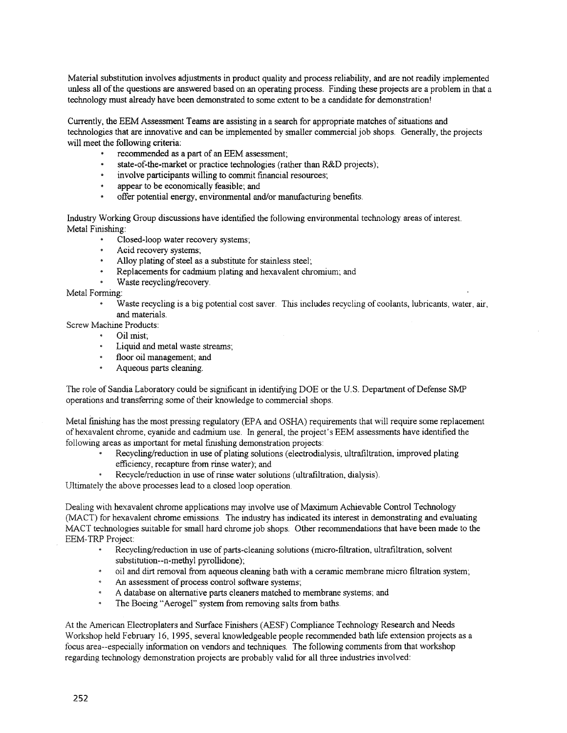Material substitution involves adjustments in product quality and process reliability, and are not readily implemented unless all of the questions are answered based on an operating process. Finding these projects are a problem in that a technology must already have been demonstrated to some extent to be a candidate for demonstration!

Currently, the EEM Assessment Teams are assisting in a search for appropriate matches of situations and technologies that are innovative and can be implemented by smaller commercial job shops. Generally, the projects will meet the following criteria:

- recommended as a part of an EEM assessment;
- state-of-the-market or practice technologies (rather than R&D projects);
- involve participants willing to commit financial resources;
- appear to be economically feasible; and
- offer potential energy, environmental and/or manufacturing benefits.

Industry Working Group discussions have identified the following environmental technology areas of interest.

Metal Finishing:

- Closed-loop water recovery systems;
- Acid recovery systems;
- Alloy plating of steel as a substitute for stainless steel;
- Replacements for cadmium plating and hexavalent chromium; and
- Waste recycling/recovery.

Metal Forming:

- Waste recycling is a big potential cost saver. This includes recycling of coolants, lubricants, water, air, and materials.

Screw Machine Products:

- Oil mist;
- Liquid and metal waste streams;
- floor oil management; and
- Aqueous parts cleaning.

The role of Sandia Laboratory could be significant in identifying DOE or the U.S. Department of Defense SMP operations and transferring some of their knowledge to commercial shops.

Metal finishing has the most pressing regulatory (EPA and OSHA) requirements that will require some replacement of hexavalent chrome, cyanide and cadmium use. In general, the project's EEM assessments have identified the following areas as important for metal finishing demonstration projects:

- Recycling/reduction in use of plating solutions (electrodialysis, ultrafiltration, improved plating efficiency, recapture from rinse water); and
- Recycle/reduction in use of rinse water solutions (ultrafiltration, dialysis).

Ultimately the above processes lead to a closed loop operation.

Dealing with hexavalent chrome applications may involve use of Maximum Achievable Control Technology (MACT) for hexavalent chrome emissions. The industry has indicated its interest in demonstrating and evaluating MACT technologies suitable for small hard chrome job shops. Other recommendations that have been made to the EEM-TRP Project:

- Recycling/reduction in use of parts-cleaning solutions (micro-filtration, ultrafiltration, solvent substitution--n-methyl pyrollidone);
- oil and dirt removal from aqueous cleaning bath with a ceramic membrane micro filtration system;
- An assessment of process control software systems;
- A database on alternative parts cleaners matched to membrane systems; and
- The Boeing "Aerogel" system from removing salts from baths.

At the American Electroplaters and Surface Finishers (AESF) Compliance Technology Research and Needs Workshop held February 16, 1995, several knowledgeable people recommended bath life extension projects as a focus area--especially information on vendors and techniques. The following comments from that workshop regarding technology demonstration projects are probably valid for all three industries involved: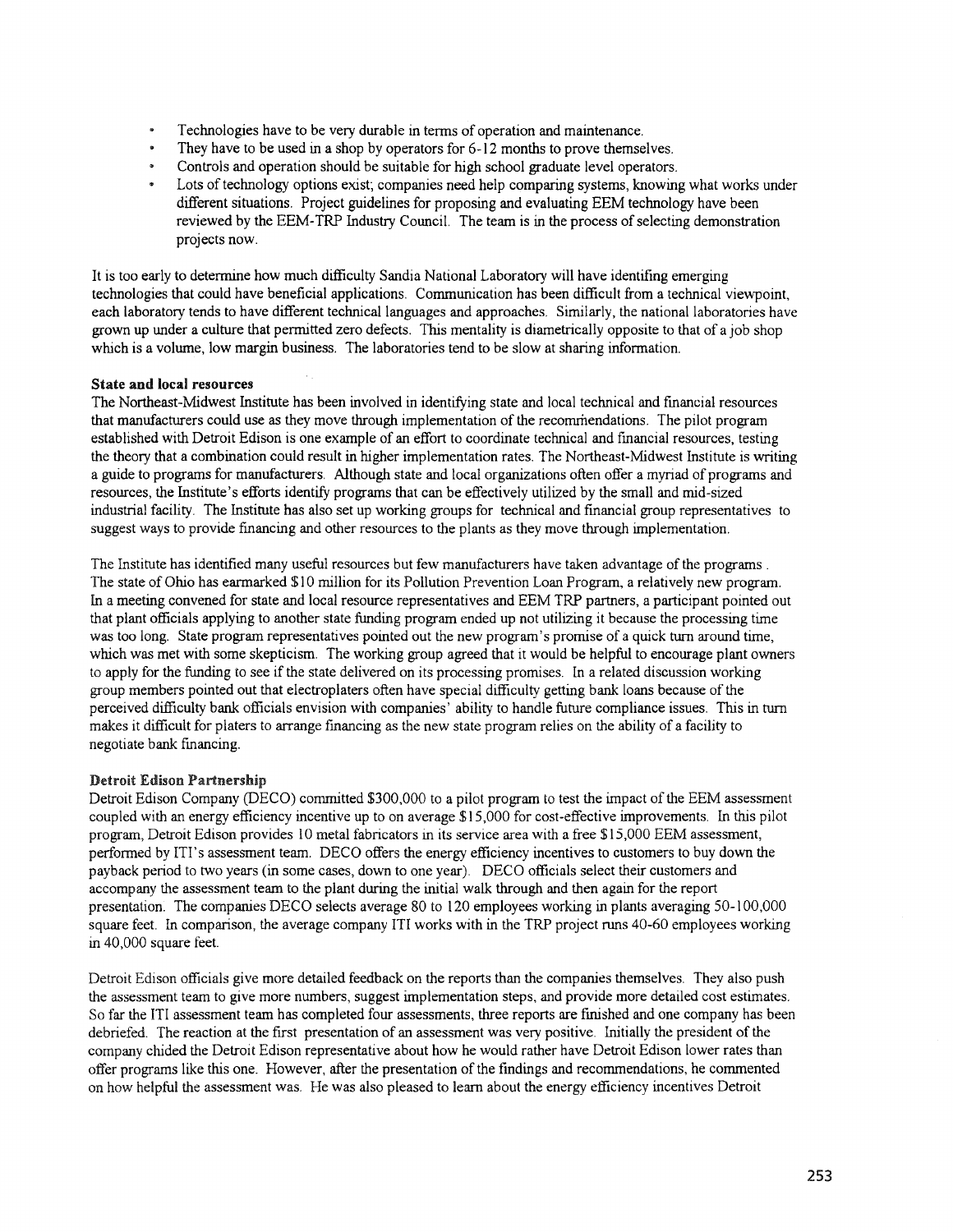- Technologies have to be very durable in terms of operation and maintenance.
- They have to be used in a shop by operators for 6-12 months to prove themselves.
- Controls and operation should be suitable for high school graduate level operators.
- Lots of technology options exist; companies need help comparing systems, knowing what works under different situations. Project guidelines for proposing and evaluating EEM technology have been reviewed by the EEM-TRP Industry Council. The team is in the process of selecting demonstration projects now.

It is too early to determine how much difficulty Sandia National Laboratory will have identifing emerging technologies that could have beneficial applications. Communication has been difficult from a technical viewpoint, each laboratory tends to have different technical languages and approaches. Similarly, the national laboratories have grown up under a culture that permitted zero defects. This mentality is diametrically opposite to that of a job shop which is a volume, low margin business. The laboratories tend to be slow at sharing information.

**State and local resources**

The Northeast-Midwest Institute has been involved in identifying state and local technical and financial resources that manufacturers could use as they move through implementation of the recommendations. The pilot program established with Detroit Edison is one example of an effort to coordinate technical and financial resources, testing the theory that a combination could result in higher implementation rates. The Northeast-Midwest Institute is writing a guide to programs for manufacturers. Although state and local organizations often offer a myriad of programs and resources, the Institute's efforts identify programs that can be effectively utilized by the small and mid-sized industrial facility. The Institute has also set up working groups for technical and financial group representatives to suggest ways to provide financing and other resources to the plants as they move through implementation.

The Institute has identified many useful resources but few manufacturers have taken advantage of the programs. The state of Ohio has earmarked $10 million for its Pollution Prevention Loan Program, a relatively new program. In a meeting convened for state and local resource representatives and EEM TRP partners, a participant pointed out that plant officials applying to another state funding program ended up not utilizing it because the processing time was too long. State program representatives pointed out the new program's promise of a quick turn around time, which was met with some skepticism. The working group agreed that it would be helpful to encourage plant owners to apply for the funding to see if the state delivered on its processing promises. In a related discussion working group members pointed out that electroplaters often have special difficulty getting bank loans because of the perceived difficulty bank officials envision with companies' ability to handle future compliance issues. This in turn makes it difficult for platers to arrange financing as the new state program relies on the ability of a facility to negotiate bank financing.

**Detroit Edison Partnership**

Detroit Edison Company (DECO) committed $300,000 to a pilot program to test the impact of the EEM assessment coupled with an energy efficiency incentive up to on average $15,000 for cost-effective improvements. In this pilot program, Detroit Edison provides 10 metal fabricators in its service area with a free $15,000 EEM assessment, performed by ITI's assessment team. DECO offers the energy efficiency incentives to customers to buy down the payback period to two years (in some cases, down to one year). DECO officials select their customers and accompany the assessment team to the plant during the initial walk through and then again for the report presentation. The companies DECO selects average 80 to 120 employees working in plants averaging 50-100,000 square feet. In comparison, the average company ITI works with in the TRP project runs 40-60 employees working in 40,000 square feet.

Detroit Edison officials give more detailed feedback on the reports than the companies themselves. They also push the assessment team to give more numbers, suggest implementation steps, and provide more detailed cost estimates. So far the ITI assessment team has completed four assessments, three reports are finished and one company has been debriefed. The reaction at the first presentation of an assessment was very positive. Initially the president of the company chided the Detroit Edison representative about how he would rather have Detroit Edison lower rates than offer programs like this one. However, after the presentation of the findings and recommendations, he commented on how helpful the assessment was. He was also pleased to learn about the energy efficiency incentives Detroit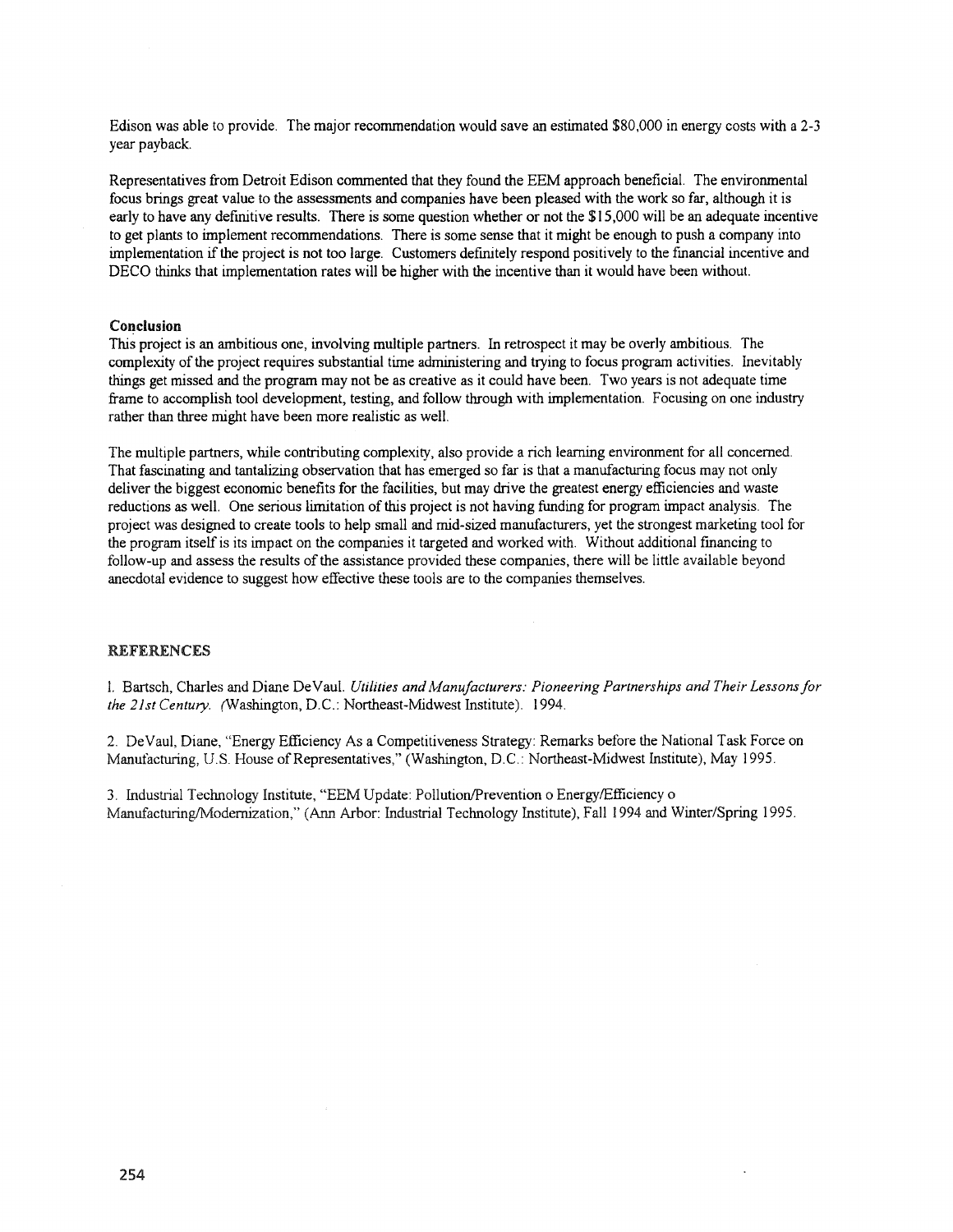Edison was able to provide. The major recommendation would save an estimated $80,000 in energy costs with a 2-3 year payback.

Representatives from Detroit Edison commented that they found the EEM approach beneficial. The environmental focus brings great value to the assessments and companies have been pleased with the work so far, although it is early to have any definitive results. There is some question whether or not the $15,000 will be an adequate incentive to get plants to implement recommendations. There is some sense that it might be enough to push a company into implementation if the project is not too large. Customers definitely respond positively to the financial incentive and DECO thinks that implementation rates will be higher with the incentive than it would have been without.

**Conclusion**

This project is an ambitious one, involving multiple partners. In retrospect it may be overly ambitious. The complexity of the project requires substantial time administering and trying to focus program activities. Inevitably things get missed and the program may not be as creative as it could have been. Two years is not adequate time frame to accomplish tool development, testing, and follow through with implementation. Focusing on one industry rather than three might have been more realistic as well.

The multiple partners, while contributing complexity, also provide a rich learning environment for all concerned. That fascinating and tantalizing observation that has emerged so far is that a manufacturing focus may not only deliver the biggest economic benefits for the facilities, but may drive the greatest energy efficiencies and waste reductions as well. One serious limitation of this project is not having funding for program impact analysis. The project was designed to create tools to help small and mid-sized manufacturers, yet the strongest marketing tool for the program itself is its impact on the companies it targeted and worked with. Without additional financing to follow-up and assess the results of the assistance provided these companies, there will be little available beyond anecdotal evidence to suggest how effective these tools are to the companies themselves.

## REFERENCES

1. Bartsch, Charles and Diane DeVaul. *Utilities and Manufacturers: Pioneering Partnerships and Their Lessons for the 21st Century.* (Washington, D.C.: Northeast-Midwest Institute). 1994.

2. DeVaul, Diane, "Energy Efficiency As a Competitiveness Strategy: Remarks before the National Task Force on Manufacturing, U.S. House of Representatives," (Washington, D.C.: Northeast-Midwest Institute), May 1995.

3. Industrial Technology Institute, "EEM Update: Pollution/Prevention o Energy/Efficiency o Manufacturing/Modernization," (Ann Arbor: Industrial Technology Institute), Fall 1994 and Winter/Spring 1995.